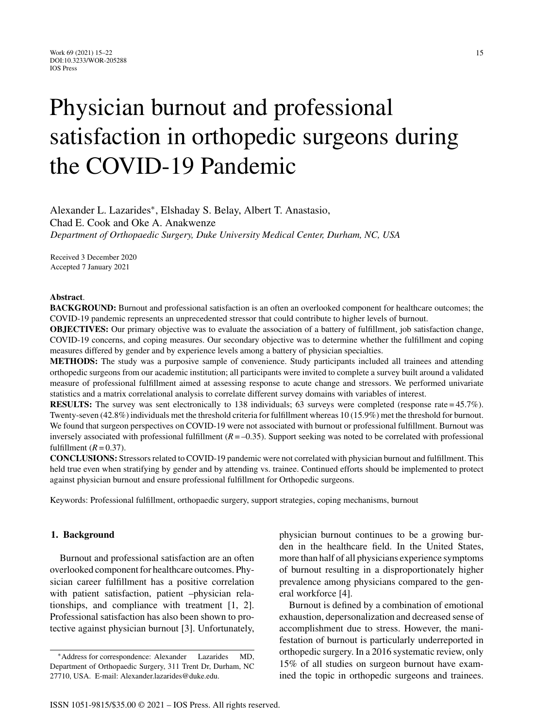# Physician burnout and professional satisfaction in orthopedic surgeons during the COVID-19 Pandemic

Alexander L. Lazarides*, Elshaday S. Belay, Albert T. Anastasio, Chad E. Cook and Oke A. Anakwenze

*Department of Orthopaedic Surgery, Duke University Medical Center, Durham, NC, USA*

Received 3 December 2020
Accepted 7 January 2021

**Abstract**.

**BACKGROUND:** Burnout and professional satisfaction is an often an overlooked component for healthcare outcomes; the COVID-19 pandemic represents an unprecedented stressor that could contribute to higher levels of burnout.

**OBJECTIVES:** Our primary objective was to evaluate the association of a battery of fulfillment, job satisfaction change, COVID-19 concerns, and coping measures. Our secondary objective was to determine whether the fulfillment and coping measures differed by gender and by experience levels among a battery of physician specialties.

**METHODS:** The study was a purposive sample of convenience. Study participants included all trainees and attending orthopedic surgeons from our academic institution; all participants were invited to complete a survey built around a validated measure of professional fulfillment aimed at assessing response to acute change and stressors. We performed univariate statistics and a matrix correlational analysis to correlate different survey domains with variables of interest.

**RESULTS:** The survey was sent electronically to 138 individuals; 63 surveys were completed (response rate = 45.7%). Twenty-seven (42.8%) individuals met the threshold criteria for fulfillment whereas 10 (15.9%) met the threshold for burnout. We found that surgeon perspectives on COVID-19 were not associated with burnout or professional fulfillment. Burnout was inversely associated with professional fulfillment ($R = -0.35$). Support seeking was noted to be correlated with professional fulfillment ($R = 0.37$).

**CONCLUSIONS:** Stressors related to COVID-19 pandemic were not correlated with physician burnout and fulfillment. This held true even when stratifying by gender and by attending vs. trainee. Continued efforts should be implemented to protect against physician burnout and ensure professional fulfillment for Orthopedic surgeons.

Keywords: Professional fulfillment, orthopaedic surgery, support strategies, coping mechanisms, burnout

## 1. Background

Burnout and professional satisfaction are an often overlooked component for healthcare outcomes. Physician career fulfillment has a positive correlation with patient satisfaction, patient –physician relationships, and compliance with treatment [1, 2]. Professional satisfaction has also been shown to protective against physician burnout [3]. Unfortunately, physician burnout continues to be a growing burden in the healthcare field. In the United States, more than half of all physicians experience symptoms of burnout resulting in a disproportionately higher prevalence among physicians compared to the general workforce [4].

Burnout is defined by a combination of emotional exhaustion, depersonalization and decreased sense of accomplishment due to stress. However, the manifestation of burnout is particularly underreported in orthopedic surgery. In a 2016 systematic review, only 15% of all studies on surgeon burnout have examined the topic in orthopedic surgeons and trainees.

*Address for correspondence: Alexander Lazarides MD, Department of Orthopaedic Surgery, 311 Trent Dr, Durham, NC 27710, USA. E-mail: Alexander.lazarides@duke.edu.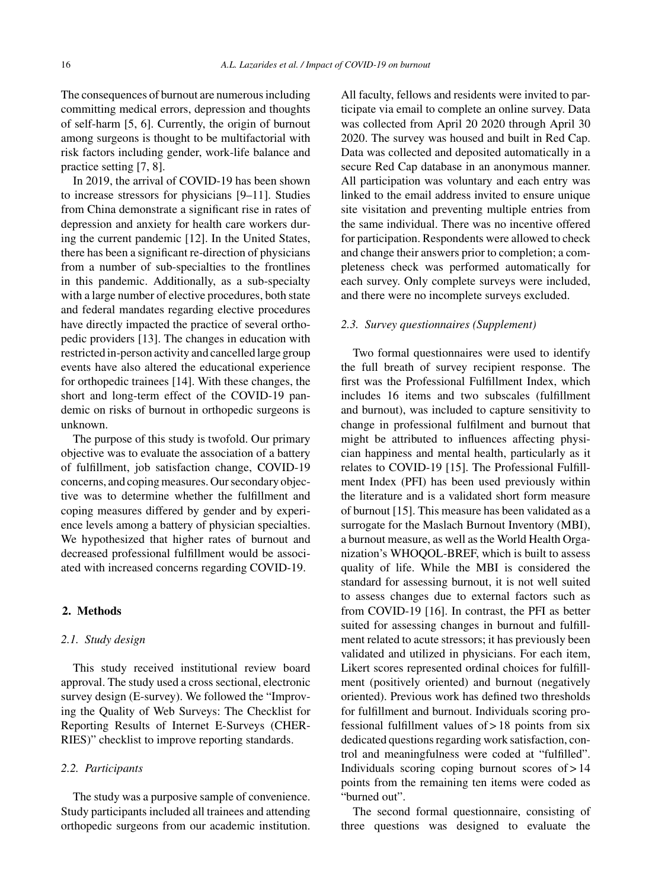The consequences of burnout are numerous including committing medical errors, depression and thoughts of self-harm [5, 6]. Currently, the origin of burnout among surgeons is thought to be multifactorial with risk factors including gender, work-life balance and practice setting [7, 8].

In 2019, the arrival of COVID-19 has been shown to increase stressors for physicians [9–11]. Studies from China demonstrate a significant rise in rates of depression and anxiety for health care workers during the current pandemic [12]. In the United States, there has been a significant re-direction of physicians from a number of sub-specialties to the frontlines in this pandemic. Additionally, as a sub-specialty with a large number of elective procedures, both state and federal mandates regarding elective procedures have directly impacted the practice of several orthopedic providers [13]. The changes in education with restricted in-person activity and cancelled large group events have also altered the educational experience for orthopedic trainees [14]. With these changes, the short and long-term effect of the COVID-19 pandemic on risks of burnout in orthopedic surgeons is unknown.

The purpose of this study is twofold. Our primary objective was to evaluate the association of a battery of fulfillment, job satisfaction change, COVID-19 concerns, and coping measures. Our secondary objective was to determine whether the fulfillment and coping measures differed by gender and by experience levels among a battery of physician specialties. We hypothesized that higher rates of burnout and decreased professional fulfillment would be associated with increased concerns regarding COVID-19.

## 2. Methods

### 2.1. Study design

This study received institutional review board approval. The study used a cross sectional, electronic survey design (E-survey). We followed the "Improving the Quality of Web Surveys: The Checklist for Reporting Results of Internet E-Surveys (CHERRIES)" checklist to improve reporting standards.

### 2.2. Participants

The study was a purposive sample of convenience. Study participants included all trainees and attending orthopedic surgeons from our academic institution. All faculty, fellows and residents were invited to participate via email to complete an online survey. Data was collected from April 20 2020 through April 30 2020. The survey was housed and built in Red Cap. Data was collected and deposited automatically in a secure Red Cap database in an anonymous manner. All participation was voluntary and each entry was linked to the email address invited to ensure unique site visitation and preventing multiple entries from the same individual. There was no incentive offered for participation. Respondents were allowed to check and change their answers prior to completion; a completeness check was performed automatically for each survey. Only complete surveys were included, and there were no incomplete surveys excluded.

### 2.3. Survey questionnaires (Supplement)

Two formal questionnaires were used to identify the full breath of survey recipient response. The first was the Professional Fulfillment Index, which includes 16 items and two subscales (fulfillment and burnout), was included to capture sensitivity to change in professional fulfilment and burnout that might be attributed to influences affecting physician happiness and mental health, particularly as it relates to COVID-19 [15]. The Professional Fulfillment Index (PFI) has been used previously within the literature and is a validated short form measure of burnout [15]. This measure has been validated as a surrogate for the Maslach Burnout Inventory (MBI), a burnout measure, as well as the World Health Organization's WHOQOL-BREF, which is built to assess quality of life. While the MBI is considered the standard for assessing burnout, it is not well suited to assess changes due to external factors such as from COVID-19 [16]. In contrast, the PFI as better suited for assessing changes in burnout and fulfillment related to acute stressors; it has previously been validated and utilized in physicians. For each item, Likert scores represented ordinal choices for fulfillment (positively oriented) and burnout (negatively oriented). Previous work has defined two thresholds for fulfillment and burnout. Individuals scoring professional fulfillment values of $>18$ points from six dedicated questions regarding work satisfaction, control and meaningfulness were coded at "fulfilled". Individuals scoring coping burnout scores of $>14$ points from the remaining ten items were coded as "burned out".

The second formal questionnaire, consisting of three questions was designed to evaluate the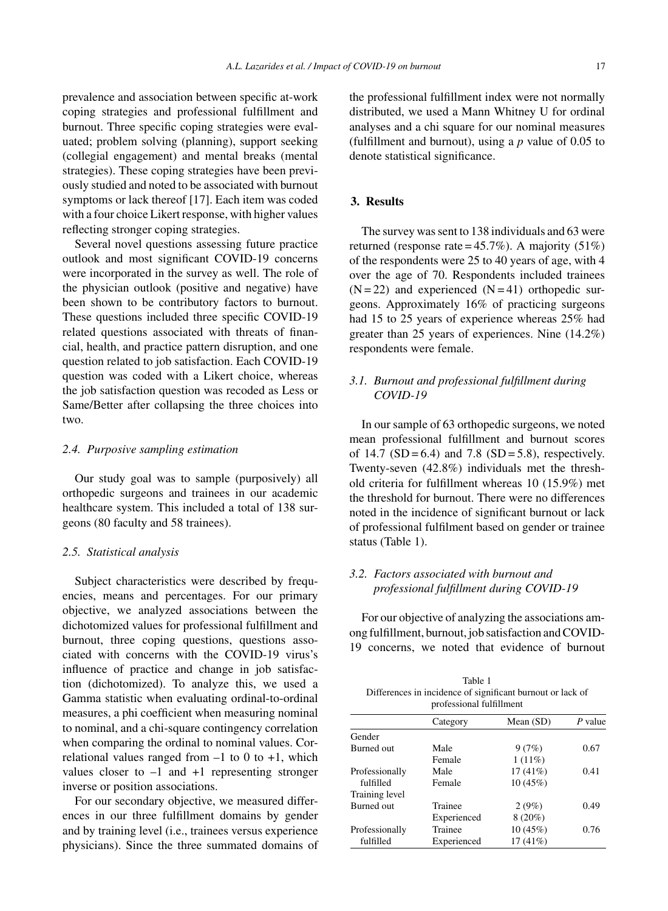prevalence and association between specific at-work coping strategies and professional fulfillment and burnout. Three specific coping strategies were evaluated; problem solving (planning), support seeking (collegial engagement) and mental breaks (mental strategies). These coping strategies have been previously studied and noted to be associated with burnout symptoms or lack thereof [17]. Each item was coded with a four choice Likert response, with higher values reflecting stronger coping strategies.

Several novel questions assessing future practice outlook and most significant COVID-19 concerns were incorporated in the survey as well. The role of the physician outlook (positive and negative) have been shown to be contributory factors to burnout. These questions included three specific COVID-19 related questions associated with threats of financial, health, and practice pattern disruption, and one question related to job satisfaction. Each COVID-19 question was coded with a Likert choice, whereas the job satisfaction question was recoded as Less or Same/Better after collapsing the three choices into two.

### *2.4. Purposive sampling estimation*

Our study goal was to sample (purposively) all orthopedic surgeons and trainees in our academic healthcare system. This included a total of 138 surgeons (80 faculty and 58 trainees).

### *2.5. Statistical analysis*

Subject characteristics were described by frequencies, means and percentages. For our primary objective, we analyzed associations between the dichotomized values for professional fulfillment and burnout, three coping questions, questions associated with concerns with the COVID-19 virus's influence of practice and change in job satisfaction (dichotomized). To analyze this, we used a Gamma statistic when evaluating ordinal-to-ordinal measures, a phi coefficient when measuring nominal to nominal, and a chi-square contingency correlation when comparing the ordinal to nominal values. Correlational values ranged from –1 to 0 to +1, which values closer to –1 and +1 representing stronger inverse or position associations.

For our secondary objective, we measured differences in our three fulfillment domains by gender and by training level (i.e., trainees versus experience physicians). Since the three summated domains of the professional fulfillment index were not normally distributed, we used a Mann Whitney U for ordinal analyses and a chi square for our nominal measures (fulfillment and burnout), using a $p$ value of 0.05 to denote statistical significance.

## 3. Results

The survey was sent to 138 individuals and 63 were returned (response rate = 45.7%). A majority (51%) of the respondents were 25 to 40 years of age, with 4 over the age of 70. Respondents included trainees (N = 22) and experienced (N = 41) orthopedic surgeons. Approximately 16% of practicing surgeons had 15 to 25 years of experience whereas 25% had greater than 25 years of experiences. Nine (14.2%) respondents were female.

### *3.1. Burnout and professional fulfillment during COVID-19*

In our sample of 63 orthopedic surgeons, we noted mean professional fulfillment and burnout scores of 14.7 (SD = 6.4) and 7.8 (SD = 5.8), respectively. Twenty-seven (42.8%) individuals met the threshold criteria for fulfillment whereas 10 (15.9%) met the threshold for burnout. There were no differences noted in the incidence of significant burnout or lack of professional fulfilment based on gender or trainee status (Table 1).

### *3.2. Factors associated with burnout and professional fulfillment during COVID-19*

For our objective of analyzing the associations among fulfillment, burnout, job satisfaction and COVID-19 concerns, we noted that evidence of burnout

Table 1
Differences in incidence of significant burnout or lack of professional fulfillment

| | Category | Mean (SD) | *P* value |
|---|---|---|---|
| Gender | | | |
| Burned out | Male | 9 (7%) | 0.67 |
| | Female | 1 (11%) | |
| Professionally fulfilled | Male | 17 (41%) | 0.41 |
| | Female | 10 (45%) | |
| Training level | | | |
| Burned out | Trainee | 2 (9%) | 0.49 |
| | Experienced | 8 (20%) | |
| Professionally fulfilled | Trainee | 10 (45%) | 0.76 |
| | Experienced | 17 (41%) | |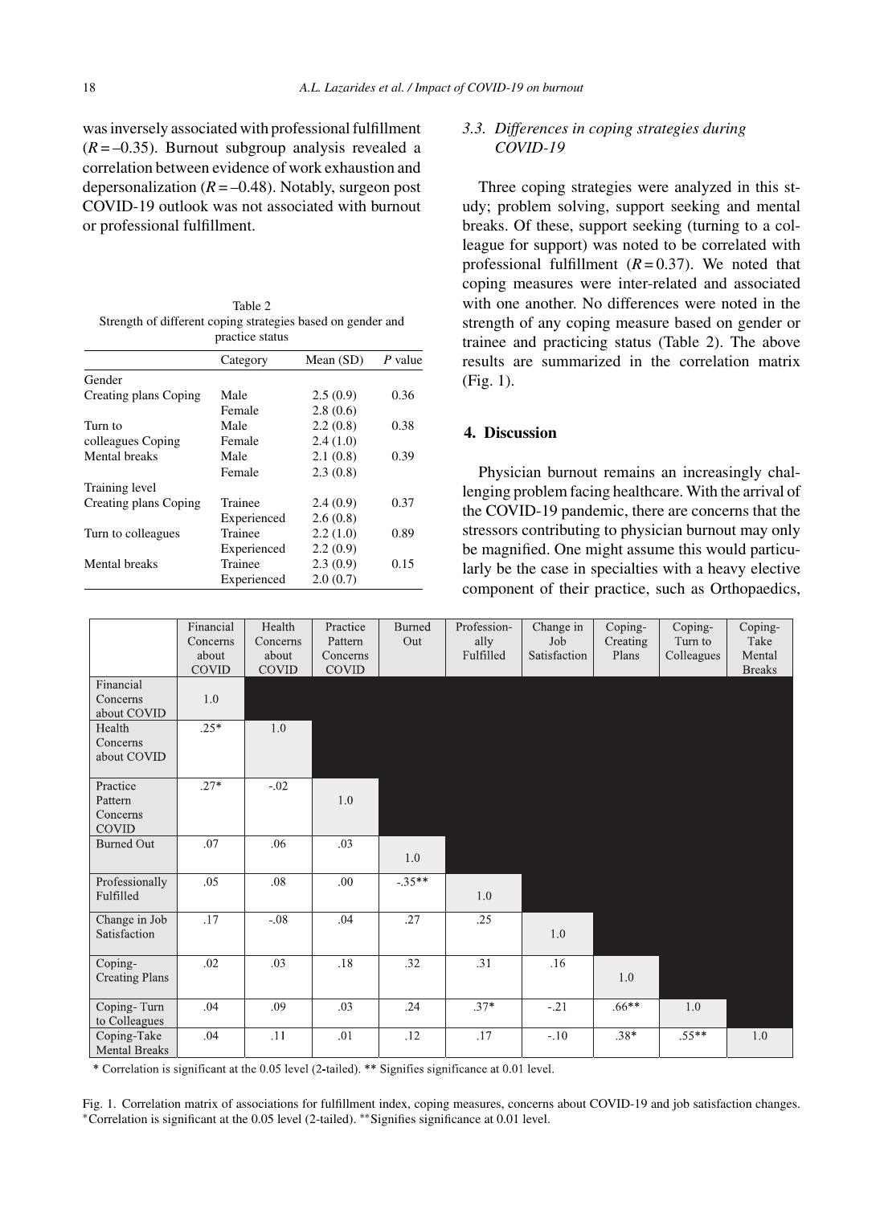was inversely associated with professional fulfillment ($R = -0.35$). Burnout subgroup analysis revealed a correlation between evidence of work exhaustion and depersonalization ($R = -0.48$). Notably, surgeon post COVID-19 outlook was not associated with burnout or professional fulfillment.

Table 2
Strength of different coping strategies based on gender and practice status

| | Category | Mean (SD) | *P* value |
|---|---|---|---|
| Gender | | | |
| Creating plans Coping | Male | 2.5 (0.9) | 0.36 |
| | Female | 2.8 (0.6) | |
| Turn to colleagues Coping | Male | 2.2 (0.8) | 0.38 |
| | Female | 2.4 (1.0) | |
| Mental breaks | Male | 2.1 (0.8) | 0.39 |
| | Female | 2.3 (0.8) | |
| Training level | | | |
| Creating plans Coping | Trainee | 2.4 (0.9) | 0.37 |
| | Experienced | 2.6 (0.8) | |
| Turn to colleagues | Trainee | 2.2 (1.0) | 0.89 |
| | Experienced | 2.2 (0.9) | |
| Mental breaks | Trainee | 2.3 (0.9) | 0.15 |
| | Experienced | 2.0 (0.7) | |

### 3.3. *Differences in coping strategies during COVID-19*

Three coping strategies were analyzed in this study; problem solving, support seeking and mental breaks. Of these, support seeking (turning to a colleague for support) was noted to be correlated with professional fulfillment ($R = 0.37$). We noted that coping measures were inter-related and associated with one another. No differences were noted in the strength of any coping measure based on gender or trainee and practicing status (Table 2). The above results are summarized in the correlation matrix (Fig. 1).

## 4. Discussion

Physician burnout remains an increasingly challenging problem facing healthcare. With the arrival of the COVID-19 pandemic, there are concerns that the stressors contributing to physician burnout may only be magnified. One might assume this would particularly be the case in specialties with a heavy elective component of their practice, such as Orthopaedics,

| | Financial Concerns about COVID | Health Concerns about COVID | Practice Pattern Concerns COVID | Burned Out | Professionally Fulfilled | Change in Job Satisfaction | Coping-Creating Plans | Coping-Turn to Colleagues | Coping-Take Mental Breaks |
|---|---|---|---|---|---|---|---|---|---|
| Financial Concerns about COVID | 1.0 | | | | | | | | |
| Health Concerns about COVID | .25* | 1.0 | | | | | | | |
| Practice Pattern Concerns COVID | .27* | -.02 | 1.0 | | | | | | |
| Burned Out | .07 | .06 | .03 | 1.0 | | | | | |
| Professionally Fulfilled | .05 | .08 | .00 | -.35** | 1.0 | | | | |
| Change in Job Satisfaction | .17 | -.08 | .04 | .27 | .25 | 1.0 | | | |
| Coping-Creating Plans | .02 | .03 | .18 | .32 | .31 | .16 | 1.0 | | |
| Coping- Turn to Colleagues | .04 | .09 | .03 | .24 | .37* | -.21 | .66** | 1.0 | |
| Coping-Take Mental Breaks | .04 | .11 | .01 | .12 | .17 | -.10 | .38* | .55** | 1.0 |

* Correlation is significant at the 0.05 level (2-tailed). ** Signifies significance at 0.01 level.

Fig. 1. Correlation matrix of associations for fulfillment index, coping measures, concerns about COVID-19 and job satisfaction changes. *Correlation is significant at the 0.05 level (2-tailed). **Signifies significance at 0.01 level.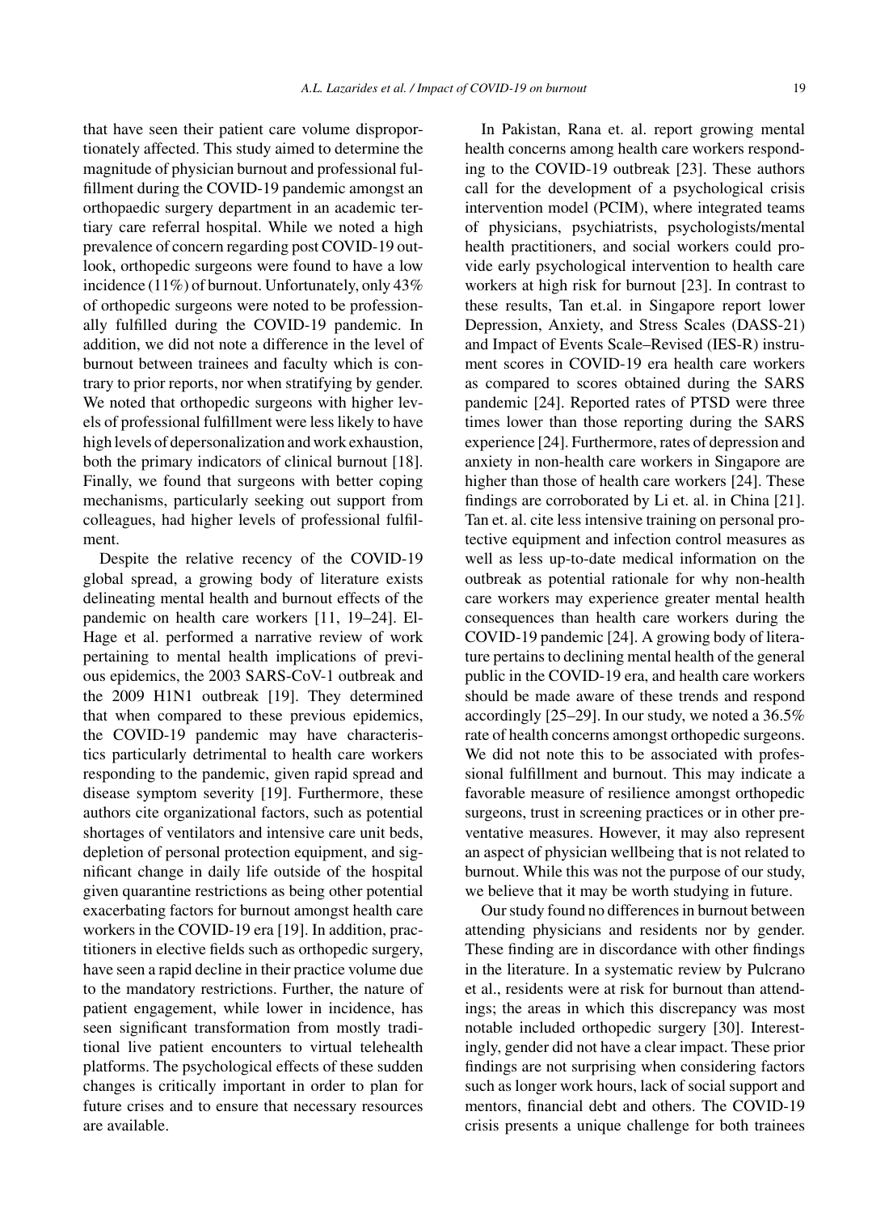that have seen their patient care volume disproportionately affected. This study aimed to determine the magnitude of physician burnout and professional fulfillment during the COVID-19 pandemic amongst an orthopaedic surgery department in an academic tertiary care referral hospital. While we noted a high prevalence of concern regarding post COVID-19 outlook, orthopedic surgeons were found to have a low incidence (11%) of burnout. Unfortunately, only 43% of orthopedic surgeons were noted to be professionally fulfilled during the COVID-19 pandemic. In addition, we did not note a difference in the level of burnout between trainees and faculty which is contrary to prior reports, nor when stratifying by gender. We noted that orthopedic surgeons with higher levels of professional fulfillment were less likely to have high levels of depersonalization and work exhaustion, both the primary indicators of clinical burnout [18]. Finally, we found that surgeons with better coping mechanisms, particularly seeking out support from colleagues, had higher levels of professional fulfillment.

Despite the relative recency of the COVID-19 global spread, a growing body of literature exists delineating mental health and burnout effects of the pandemic on health care workers [11, 19–24]. El-Hage et al. performed a narrative review of work pertaining to mental health implications of previous epidemics, the 2003 SARS-CoV-1 outbreak and the 2009 H1N1 outbreak [19]. They determined that when compared to these previous epidemics, the COVID-19 pandemic may have characteristics particularly detrimental to health care workers responding to the pandemic, given rapid spread and disease symptom severity [19]. Furthermore, these authors cite organizational factors, such as potential shortages of ventilators and intensive care unit beds, depletion of personal protection equipment, and significant change in daily life outside of the hospital given quarantine restrictions as being other potential exacerbating factors for burnout amongst health care workers in the COVID-19 era [19]. In addition, practitioners in elective fields such as orthopedic surgery, have seen a rapid decline in their practice volume due to the mandatory restrictions. Further, the nature of patient engagement, while lower in incidence, has seen significant transformation from mostly traditional live patient encounters to virtual telehealth platforms. The psychological effects of these sudden changes is critically important in order to plan for future crises and to ensure that necessary resources are available.

In Pakistan, Rana et. al. report growing mental health concerns among health care workers responding to the COVID-19 outbreak [23]. These authors call for the development of a psychological crisis intervention model (PCIM), where integrated teams of physicians, psychiatrists, psychologists/mental health practitioners, and social workers could provide early psychological intervention to health care workers at high risk for burnout [23]. In contrast to these results, Tan et.al. in Singapore report lower Depression, Anxiety, and Stress Scales (DASS-21) and Impact of Events Scale–Revised (IES-R) instrument scores in COVID-19 era health care workers as compared to scores obtained during the SARS pandemic [24]. Reported rates of PTSD were three times lower than those reporting during the SARS experience [24]. Furthermore, rates of depression and anxiety in non-health care workers in Singapore are higher than those of health care workers [24]. These findings are corroborated by Li et. al. in China [21]. Tan et. al. cite less intensive training on personal protective equipment and infection control measures as well as less up-to-date medical information on the outbreak as potential rationale for why non-health care workers may experience greater mental health consequences than health care workers during the COVID-19 pandemic [24]. A growing body of literature pertains to declining mental health of the general public in the COVID-19 era, and health care workers should be made aware of these trends and respond accordingly [25–29]. In our study, we noted a 36.5% rate of health concerns amongst orthopedic surgeons. We did not note this to be associated with professional fulfillment and burnout. This may indicate a favorable measure of resilience amongst orthopedic surgeons, trust in screening practices or in other preventative measures. However, it may also represent an aspect of physician wellbeing that is not related to burnout. While this was not the purpose of our study, we believe that it may be worth studying in future.

Our study found no differences in burnout between attending physicians and residents nor by gender. These finding are in discordance with other findings in the literature. In a systematic review by Pulcrano et al., residents were at risk for burnout than attendings; the areas in which this discrepancy was most notable included orthopedic surgery [30]. Interestingly, gender did not have a clear impact. These prior findings are not surprising when considering factors such as longer work hours, lack of social support and mentors, financial debt and others. The COVID-19 crisis presents a unique challenge for both trainees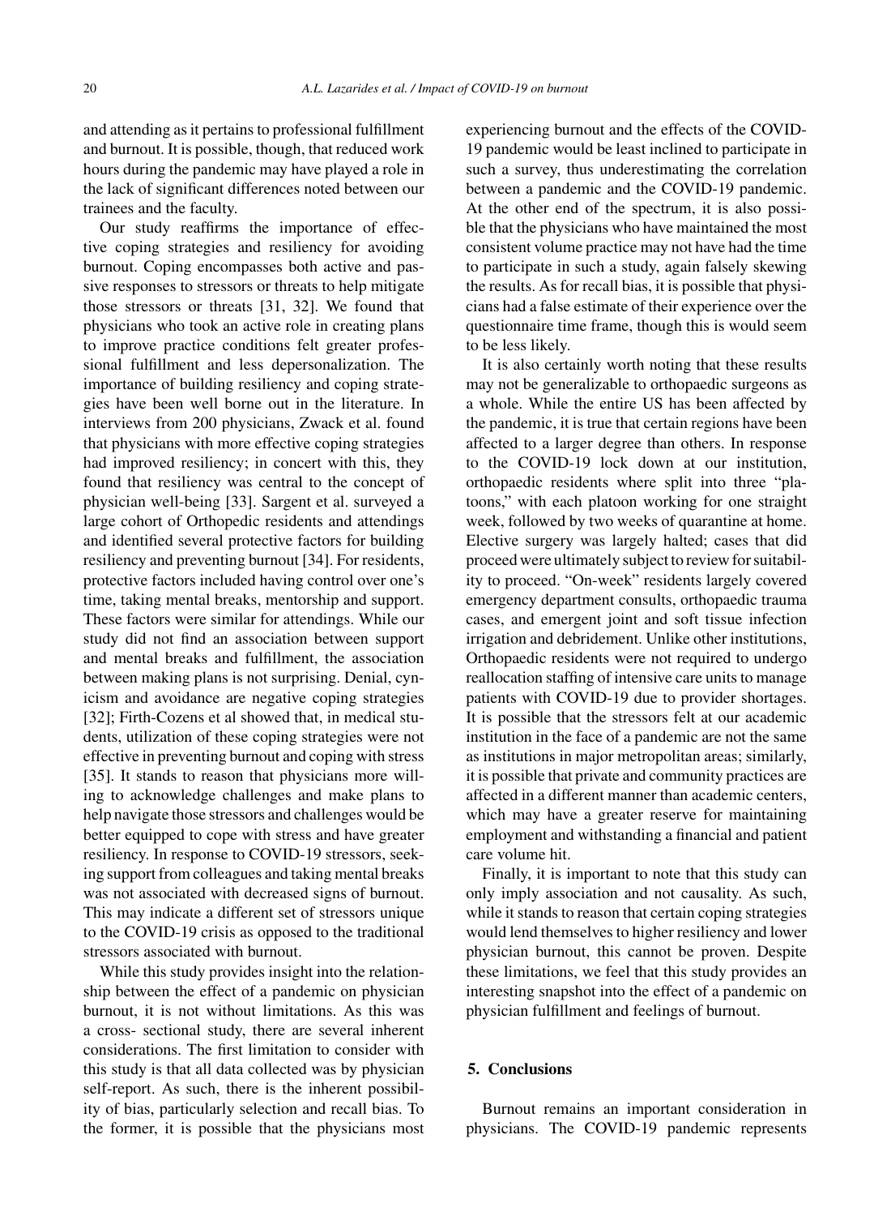and attending as it pertains to professional fulfillment and burnout. It is possible, though, that reduced work hours during the pandemic may have played a role in the lack of significant differences noted between our trainees and the faculty.

Our study reaffirms the importance of effective coping strategies and resiliency for avoiding burnout. Coping encompasses both active and passive responses to stressors or threats to help mitigate those stressors or threats [31, 32]. We found that physicians who took an active role in creating plans to improve practice conditions felt greater professional fulfillment and less depersonalization. The importance of building resiliency and coping strategies have been well borne out in the literature. In interviews from 200 physicians, Zwack et al. found that physicians with more effective coping strategies had improved resiliency; in concert with this, they found that resiliency was central to the concept of physician well-being [33]. Sargent et al. surveyed a large cohort of Orthopedic residents and attendings and identified several protective factors for building resiliency and preventing burnout [34]. For residents, protective factors included having control over one's time, taking mental breaks, mentorship and support. These factors were similar for attendings. While our study did not find an association between support and mental breaks and fulfillment, the association between making plans is not surprising. Denial, cynicism and avoidance are negative coping strategies [32]; Firth-Cozens et al showed that, in medical students, utilization of these coping strategies were not effective in preventing burnout and coping with stress [35]. It stands to reason that physicians more willing to acknowledge challenges and make plans to help navigate those stressors and challenges would be better equipped to cope with stress and have greater resiliency. In response to COVID-19 stressors, seeking support from colleagues and taking mental breaks was not associated with decreased signs of burnout. This may indicate a different set of stressors unique to the COVID-19 crisis as opposed to the traditional stressors associated with burnout.

While this study provides insight into the relationship between the effect of a pandemic on physician burnout, it is not without limitations. As this was a cross- sectional study, there are several inherent considerations. The first limitation to consider with this study is that all data collected was by physician self-report. As such, there is the inherent possibility of bias, particularly selection and recall bias. To the former, it is possible that the physicians most experiencing burnout and the effects of the COVID-19 pandemic would be least inclined to participate in such a survey, thus underestimating the correlation between a pandemic and the COVID-19 pandemic. At the other end of the spectrum, it is also possible that the physicians who have maintained the most consistent volume practice may not have had the time to participate in such a study, again falsely skewing the results. As for recall bias, it is possible that physicians had a false estimate of their experience over the questionnaire time frame, though this is would seem to be less likely.

It is also certainly worth noting that these results may not be generalizable to orthopaedic surgeons as a whole. While the entire US has been affected by the pandemic, it is true that certain regions have been affected to a larger degree than others. In response to the COVID-19 lock down at our institution, orthopaedic residents where split into three "platoons," with each platoon working for one straight week, followed by two weeks of quarantine at home. Elective surgery was largely halted; cases that did proceed were ultimately subject to review for suitability to proceed. "On-week" residents largely covered emergency department consults, orthopaedic trauma cases, and emergent joint and soft tissue infection irrigation and debridement. Unlike other institutions, Orthopaedic residents were not required to undergo reallocation staffing of intensive care units to manage patients with COVID-19 due to provider shortages. It is possible that the stressors felt at our academic institution in the face of a pandemic are not the same as institutions in major metropolitan areas; similarly, it is possible that private and community practices are affected in a different manner than academic centers, which may have a greater reserve for maintaining employment and withstanding a financial and patient care volume hit.

Finally, it is important to note that this study can only imply association and not causality. As such, while it stands to reason that certain coping strategies would lend themselves to higher resiliency and lower physician burnout, this cannot be proven. Despite these limitations, we feel that this study provides an interesting snapshot into the effect of a pandemic on physician fulfillment and feelings of burnout.

## 5. Conclusions

Burnout remains an important consideration in physicians. The COVID-19 pandemic represents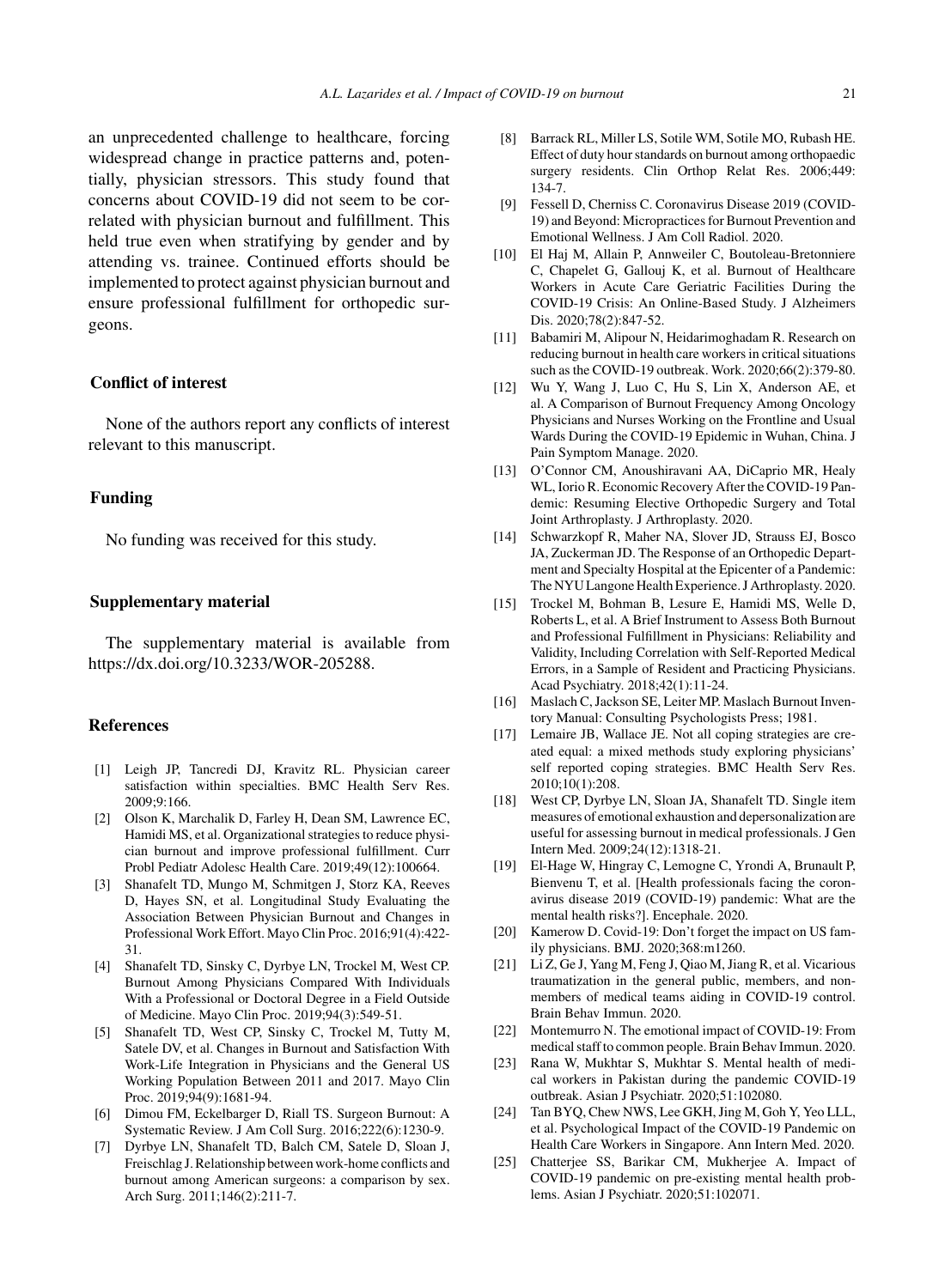an unprecedented challenge to healthcare, forcing widespread change in practice patterns and, potentially, physician stressors. This study found that concerns about COVID-19 did not seem to be correlated with physician burnout and fulfillment. This held true even when stratifying by gender and by attending vs. trainee. Continued efforts should be implemented to protect against physician burnout and ensure professional fulfillment for orthopedic surgeons.

## Conflict of interest

None of the authors report any conflicts of interest relevant to this manuscript.

## Funding

No funding was received for this study.

## Supplementary material

The supplementary material is available from https://dx.doi.org/10.3233/WOR-205288.

## References

[1] Leigh JP, Tancredi DJ, Kravitz RL. Physician career satisfaction within specialties. BMC Health Serv Res. 2009;9:166.

[2] Olson K, Marchalik D, Farley H, Dean SM, Lawrence EC, Hamidi MS, et al. Organizational strategies to reduce physician burnout and improve professional fulfillment. Curr Probl Pediatr Adolesc Health Care. 2019;49(12):100664.

[3] Shanafelt TD, Mungo M, Schmitgen J, Storz KA, Reeves D, Hayes SN, et al. Longitudinal Study Evaluating the Association Between Physician Burnout and Changes in Professional Work Effort. Mayo Clin Proc. 2016;91(4):422-31.

[4] Shanafelt TD, Sinsky C, Dyrbye LN, Trockel M, West CP. Burnout Among Physicians Compared With Individuals With a Professional or Doctoral Degree in a Field Outside of Medicine. Mayo Clin Proc. 2019;94(3):549-51.

[5] Shanafelt TD, West CP, Sinsky C, Trockel M, Tutty M, Satele DV, et al. Changes in Burnout and Satisfaction With Work-Life Integration in Physicians and the General US Working Population Between 2011 and 2017. Mayo Clin Proc. 2019;94(9):1681-94.

[6] Dimou FM, Eckelbarger D, Riall TS. Surgeon Burnout: A Systematic Review. J Am Coll Surg. 2016;222(6):1230-9.

[7] Dyrbye LN, Shanafelt TD, Balch CM, Satele D, Sloan J, Freischlag J. Relationship between work-home conflicts and burnout among American surgeons: a comparison by sex. Arch Surg. 2011;146(2):211-7.

[8] Barrack RL, Miller LS, Sotile WM, Sotile MO, Rubash HE. Effect of duty hour standards on burnout among orthopaedic surgery residents. Clin Orthop Relat Res. 2006;449: 134-7.

[9] Fessell D, Cherniss C. Coronavirus Disease 2019 (COVID-19) and Beyond: Micropractices for Burnout Prevention and Emotional Wellness. J Am Coll Radiol. 2020.

[10] El Haj M, Allain P, Annweiler C, Boutoleau-Bretonniere C, Chapelet G, Gallouj K, et al. Burnout of Healthcare Workers in Acute Care Geriatric Facilities During the COVID-19 Crisis: An Online-Based Study. J Alzheimers Dis. 2020;78(2):847-52.

[11] Babamiri M, Alipour N, Heidarimoghadam R. Research on reducing burnout in health care workers in critical situations such as the COVID-19 outbreak. Work. 2020;66(2):379-80.

[12] Wu Y, Wang J, Luo C, Hu S, Lin X, Anderson AE, et al. A Comparison of Burnout Frequency Among Oncology Physicians and Nurses Working on the Frontline and Usual Wards During the COVID-19 Epidemic in Wuhan, China. J Pain Symptom Manage. 2020.

[13] O'Connor CM, Anoushiravani AA, DiCaprio MR, Healy WL, Iorio R. Economic Recovery After the COVID-19 Pandemic: Resuming Elective Orthopedic Surgery and Total Joint Arthroplasty. J Arthroplasty. 2020.

[14] Schwarzkopf R, Maher NA, Slover JD, Strauss EJ, Bosco JA, Zuckerman JD. The Response of an Orthopedic Department and Specialty Hospital at the Epicenter of a Pandemic: The NYU Langone Health Experience. J Arthroplasty. 2020.

[15] Trockel M, Bohman B, Lesure E, Hamidi MS, Welle D, Roberts L, et al. A Brief Instrument to Assess Both Burnout and Professional Fulfillment in Physicians: Reliability and Validity, Including Correlation with Self-Reported Medical Errors, in a Sample of Resident and Practicing Physicians. Acad Psychiatry. 2018;42(1):11-24.

[16] Maslach C, Jackson SE, Leiter MP. Maslach Burnout Inventory Manual: Consulting Psychologists Press; 1981.

[17] Lemaire JB, Wallace JE. Not all coping strategies are created equal: a mixed methods study exploring physicians' self reported coping strategies. BMC Health Serv Res. 2010;10(1):208.

[18] West CP, Dyrbye LN, Sloan JA, Shanafelt TD. Single item measures of emotional exhaustion and depersonalization are useful for assessing burnout in medical professionals. J Gen Intern Med. 2009;24(12):1318-21.

[19] El-Hage W, Hingray C, Lemogne C, Yrondi A, Brunault P, Bienvenu T, et al. [Health professionals facing the coronavirus disease 2019 (COVID-19) pandemic: What are the mental health risks?]. Encephale. 2020.

[20] Kamerow D. Covid-19: Don't forget the impact on US family physicians. BMJ. 2020;368:m1260.

[21] Li Z, Ge J, Yang M, Feng J, Qiao M, Jiang R, et al. Vicarious traumatization in the general public, members, and non-members of medical teams aiding in COVID-19 control. Brain Behav Immun. 2020.

[22] Montemurro N. The emotional impact of COVID-19: From medical staff to common people. Brain Behav Immun. 2020.

[23] Rana W, Mukhtar S, Mukhtar S. Mental health of medical workers in Pakistan during the pandemic COVID-19 outbreak. Asian J Psychiatr. 2020;51:102080.

[24] Tan BYQ, Chew NWS, Lee GKH, Jing M, Goh Y, Yeo LLL, et al. Psychological Impact of the COVID-19 Pandemic on Health Care Workers in Singapore. Ann Intern Med. 2020.

[25] Chatterjee SS, Barikar CM, Mukherjee A. Impact of COVID-19 pandemic on pre-existing mental health problems. Asian J Psychiatr. 2020;51:102071.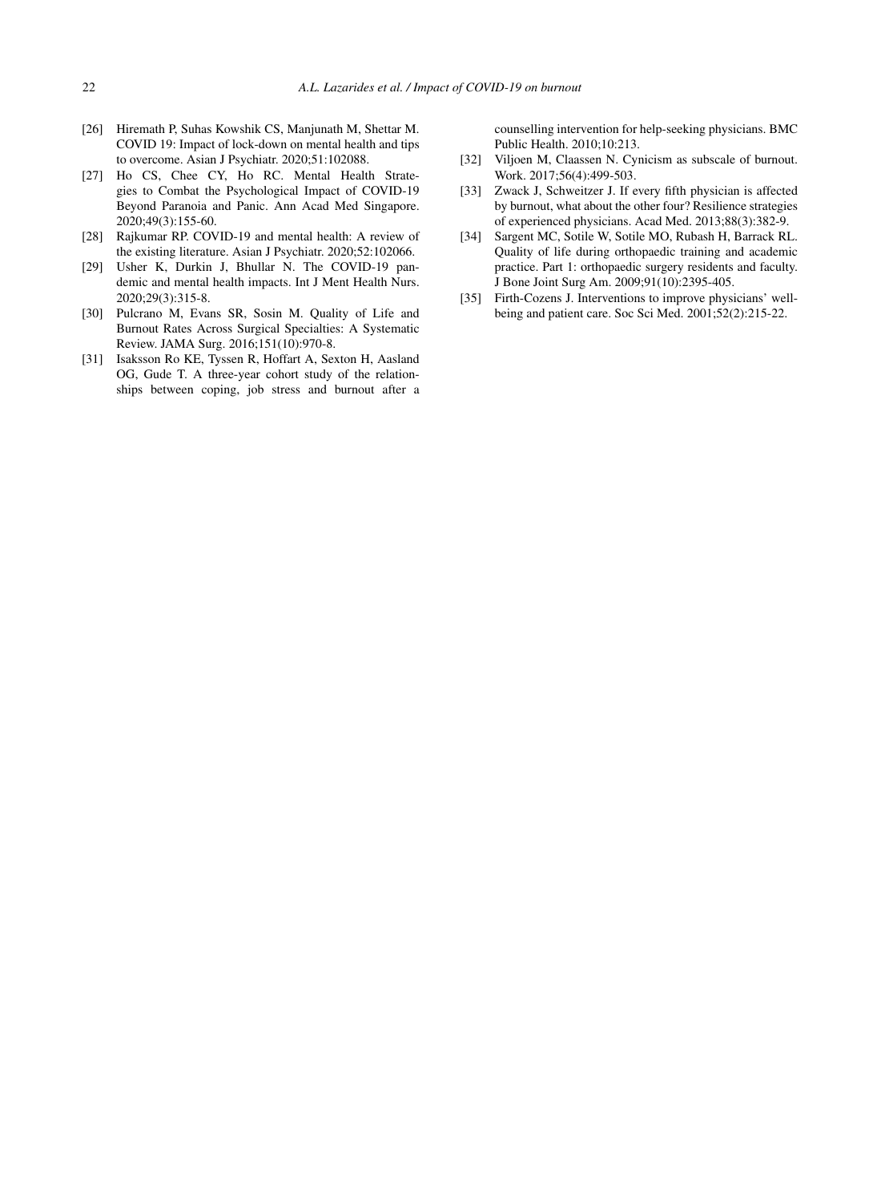[26] Hiremath P, Suhas Kowshik CS, Manjunath M, Shettar M. COVID 19: Impact of lock-down on mental health and tips to overcome. Asian J Psychiatr. 2020;51:102088.

[27] Ho CS, Chee CY, Ho RC. Mental Health Strategies to Combat the Psychological Impact of COVID-19 Beyond Paranoia and Panic. Ann Acad Med Singapore. 2020;49(3):155-60.

[28] Rajkumar RP. COVID-19 and mental health: A review of the existing literature. Asian J Psychiatr. 2020;52:102066.

[29] Usher K, Durkin J, Bhullar N. The COVID-19 pandemic and mental health impacts. Int J Ment Health Nurs. 2020;29(3):315-8.

[30] Pulcrano M, Evans SR, Sosin M. Quality of Life and Burnout Rates Across Surgical Specialties: A Systematic Review. JAMA Surg. 2016;151(10):970-8.

[31] Isaksson Ro KE, Tyssen R, Hoffart A, Sexton H, Aasland OG, Gude T. A three-year cohort study of the relationships between coping, job stress and burnout after a counselling intervention for help-seeking physicians. BMC Public Health. 2010;10:213.

[32] Viljoen M, Claassen N. Cynicism as subscale of burnout. Work. 2017;56(4):499-503.

[33] Zwack J, Schweitzer J. If every fifth physician is affected by burnout, what about the other four? Resilience strategies of experienced physicians. Acad Med. 2013;88(3):382-9.

[34] Sargent MC, Sotile W, Sotile MO, Rubash H, Barrack RL. Quality of life during orthopaedic training and academic practice. Part 1: orthopaedic surgery residents and faculty. J Bone Joint Surg Am. 2009;91(10):2395-405.

[35] Firth-Cozens J. Interventions to improve physicians' well-being and patient care. Soc Sci Med. 2001;52(2):215-22.